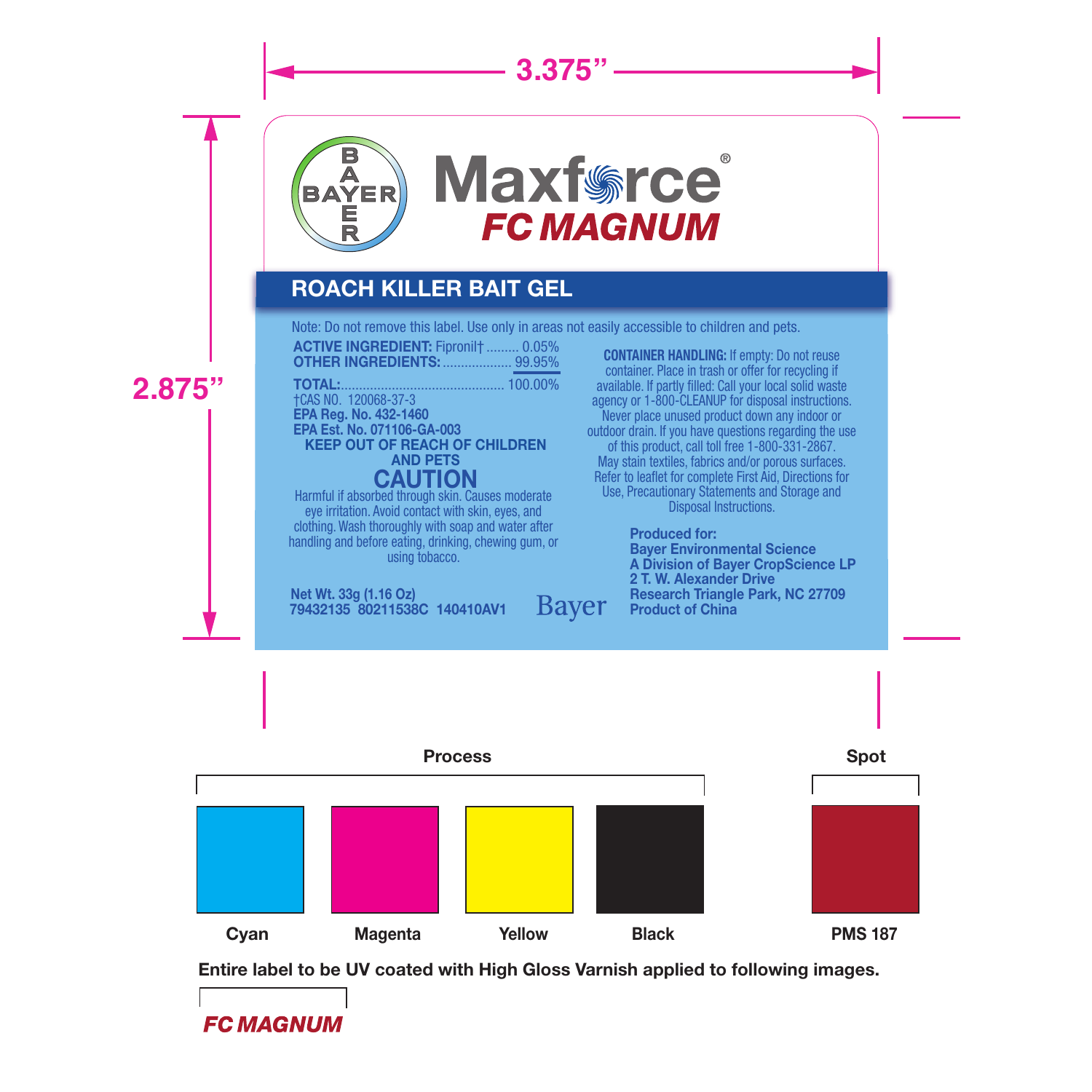3.375"

2.875"

BAYER

# Maxforce®
## FC MAGNUM

### ROACH KILLER BAIT GEL

Note: Do not remove this label. Use only in areas not easily accessible to children and pets.

**ACTIVE INGREDIENT:** Fipronil† ......... 0.05%
**OTHER INGREDIENTS:** .................. 99.95%

**TOTAL:** ............................................ 100.00%

†CAS NO. 120068-37-3
**EPA Reg. No. 432-1460**
**EPA Est. No. 071106-GA-003**

**KEEP OUT OF REACH OF CHILDREN AND PETS**

## CAUTION

Harmful if absorbed through skin. Causes moderate eye irritation. Avoid contact with skin, eyes, and clothing. Wash thoroughly with soap and water after handling and before eating, drinking, chewing gum, or using tobacco.

**Net Wt. 33g (1.16 Oz)**
**79432135 80211538C 140410AV1**

Bayer

**CONTAINER HANDLING:** If empty: Do not reuse container. Place in trash or offer for recycling if available. If partly filled: Call your local solid waste agency or 1-800-CLEANUP for disposal instructions. Never place unused product down any indoor or outdoor drain. If you have questions regarding the use of this product, call toll free 1-800-331-2867. May stain textiles, fabrics and/or porous surfaces. Refer to leaflet for complete First Aid, Directions for Use, Precautionary Statements and Storage and Disposal Instructions.

**Produced for:**
**Bayer Environmental Science**
**A Division of Bayer CropScience LP**
**2 T. W. Alexander Drive**
**Research Triangle Park, NC 27709**
**Product of China**

**Process**

**Spot**

| Cyan | Magenta | Yellow | Black | PMS 187 |
|---|---|---|---|---|

**Entire label to be UV coated with High Gloss Varnish applied to following images.**

*FC MAGNUM*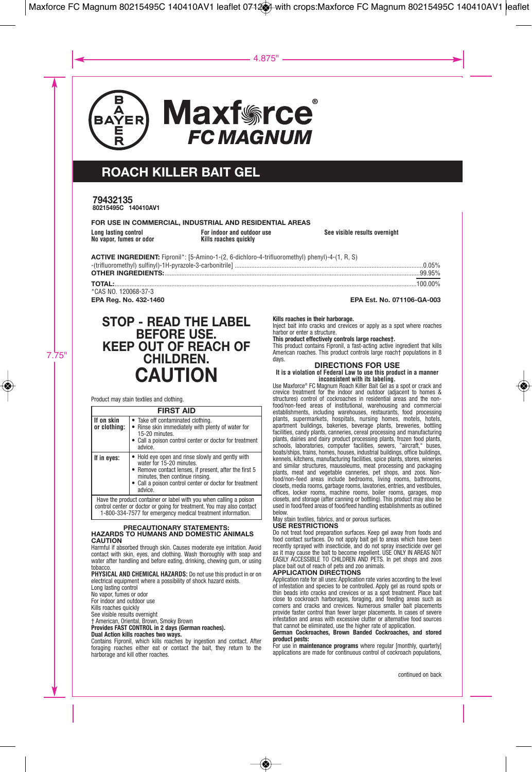# Maxforce® FC MAGNUM

## ROACH KILLER BAIT GEL

**79432135**
**80215495C 140410AV1**

**FOR USE IN COMMERCIAL, INDUSTRIAL AND RESIDENTIAL AREAS**

**Long lasting control**
**No vapor, fumes or odor**
**For indoor and outdoor use**
**Kills roaches quickly**
**See visible results overnight**

**ACTIVE INGREDIENT:** Fipronil*: [5-Amino-1-(2, 6-dichloro-4-trifluoromethyl) phenyl)-4-(1, R, S) -(trifluoromethyl) sulfinyl)-1H-pyrazole-3-carbonitrile] ............ 0.05%
**OTHER INGREDIENTS:** ............ 99.95%
**TOTAL:** ............ 100.00%

*CAS NO. 120068-37-3

**EPA Reg. No. 432-1460**
**EPA Est. No. 071106-GA-003**

## STOP - READ THE LABEL BEFORE USE. KEEP OUT OF REACH OF CHILDREN. CAUTION

Product may stain textiles and clothing.

| FIRST AID | |
|---|---|
| **If on skin or clothing:** | • Take off contaminated clothing.<br>• Rinse skin immediately with plenty of water for 15-20 minutes.<br>• Call a poison control center or doctor for treatment advice. |
| **If in eyes:** | • Hold eye open and rinse slowly and gently with water for 15-20 minutes.<br>• Remove contact lenses, if present, after the first 5 minutes, then continue rinsing.<br>• Call a poison control center or doctor for treatment advice. |
| Have the product container or label with you when calling a poison control center or doctor or going for treatment. You may also contact 1-800-334-7577 for emergency medical treatment information. | |

### PRECAUTIONARY STATEMENTS: HAZARDS TO HUMANS AND DOMESTIC ANIMALS

**CAUTION**

Harmful if absorbed through skin. Causes moderate eye irritation. Avoid contact with skin, eyes, and clothing. Wash thoroughly with soap and water after handling and before eating, drinking, chewing gum, or using tobacco.

**PHYSICAL AND CHEMICAL HAZARDS:** Do not use this product in or on electrical equipment where a possibility of shock hazard exists.

Long lasting control
No vapor, fumes or odor
For indoor and outdoor use
Kills roaches quickly
See visible results overnight
† American, Oriental, Brown, Smoky Brown

**Provides FAST CONTROL in 2 days (German roaches).**

**Dual Action kills roaches two ways.**

Contains Fipronil, which kills roaches by ingestion and contact. After foraging roaches either eat or contact the bait, they return to the harborage and kill other roaches.

**Kills roaches in their harborage.**

Inject bait into cracks and crevices or apply as a spot where roaches harbor or enter a structure.

**This product effectively controls large roaches†.**

This product contains Fipronil, a fast-acting active ingredient that kills American roaches. This product controls large roach† populations in 8 days.

### DIRECTIONS FOR USE

**It is a violation of Federal Law to use this product in a manner inconsistent with its labeling.**

Use Maxforce® FC Magnum Roach Killer Bait Gel as a spot or crack and crevice treatment for the indoor and outdoor (adjacent to homes & structures) control of cockroaches in residential areas and the non-food/non-feed areas of institutional, warehousing and commercial establishments, including warehouses, restaurants, food processing plants, supermarkets, hospitals, nursing homes, motels, hotels, apartment buildings, bakeries, beverage plants, breweries, bottling facilities, candy plants, canneries, cereal processing and manufacturing plants, dairies and dairy product processing plants, frozen food plants, schools, laboratories, computer facilities, sewers, "aircraft," buses, boats/ships, trains, homes, houses, industrial buildings, office buildings, kennels, kitchens, manufacturing facilities, spice plants, stores, wineries and similar structures, mausoleums, meat processing and packaging plants, meat and vegetable canneries, pet shops, and zoos. Non-food/non-feed areas include bedrooms, living rooms, bathrooms, closets, media rooms, garbage rooms, lavatories, entries, and vestibules, offices, locker rooms, machine rooms, boiler rooms, garages, mop closets, and storage (after canning or bottling). This product may also be used in food/feed areas of food/feed handling establishments as outlined below.

May stain textiles, fabrics, and or porous surfaces.

### USE RESTRICTIONS

Do not treat food preparation surfaces. Keep gel away from foods and food contact surfaces. Do not apply bait gel to areas which have been recently sprayed with insecticide, and do not spray insecticide over gel as it may cause the bait to become repellent. USE ONLY IN AREAS NOT EASILY ACCESSIBLE TO CHILDREN AND PETS. In pet shops and zoos place bait out of reach of pets and zoo animals.

### APPLICATION DIRECTIONS

Application rate for all uses: Application rate varies according to the level of infestation and species to be controlled. Apply gel as round spots or thin beads into cracks and crevices or as a spot treatment. Place bait close to cockroach harborages, foraging, and feeding areas such as corners and cracks and crevices. Numerous smaller bait placements provide faster control than fewer larger placements. In cases of severe infestation and areas with excessive clutter or alternative food sources that cannot be eliminated, use the higher rate of application.

**German Cockroaches, Brown Banded Cockroaches, and stored product pests:**

For use in **maintenance programs** where regular [monthly, quarterly] applications are made for continuous control of cockroach populations,

continued on back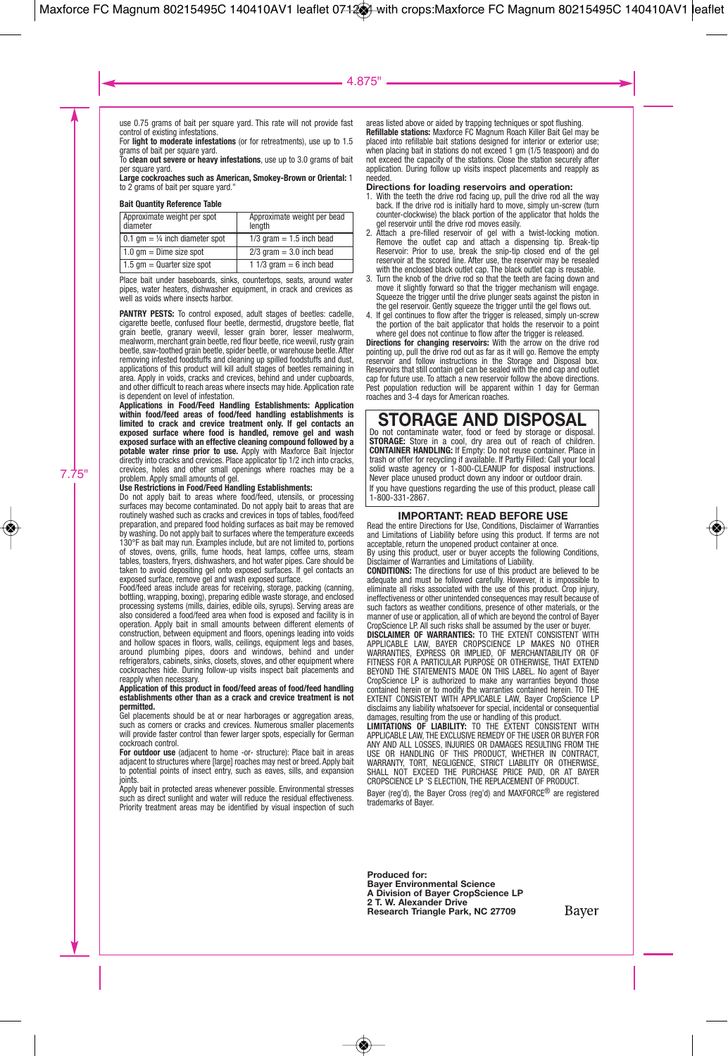use 0.75 grams of bait per square yard. This rate will not provide fast control of existing infestations.

For **light to moderate infestations** (or for retreatments), use up to 1.5 grams of bait per square yard.

To **clean out severe or heavy infestations**, use up to 3.0 grams of bait per square yard.

**Large cockroaches such as American, Smokey-Brown or Oriental:** 1 to 2 grams of bait per square yard."

**Bait Quantity Reference Table**

| Approximate weight per spot diameter | Approximate weight per bead length |
|---|---|
| 0.1 gm = ¼ inch diameter spot | 1/3 gram = 1.5 inch bead |
| 1.0 gm = Dime size spot | 2/3 gram = 3.0 inch bead |
| 1.5 gm = Quarter size spot | 1 1/3 gram = 6 inch bead |

Place bait under baseboards, sinks, countertops, seats, around water pipes, water heaters, dishwasher equipment, in crack and crevices as well as voids where insects harbor.

**PANTRY PESTS:** To control exposed, adult stages of beetles: cadelle, cigarette beetle, confused flour beetle, dermestid, drugstore beetle, flat grain beetle, granary weevil, lesser grain borer, lesser mealworm, mealworm, merchant grain beetle, red flour beetle, rice weevil, rusty grain beetle, saw-toothed grain beetle, spider beetle, or warehouse beetle. After removing infested foodstuffs and cleaning up spilled foodstuffs and dust, applications of this product will kill adult stages of beetles remaining in area. Apply in voids, cracks and crevices, behind and under cupboards, and other difficult to reach areas where insects may hide. Application rate is dependent on level of infestation.

**Applications in Food/Feed Handling Establishments: Application within food/feed areas of food/feed handling establishments is limited to crack and crevice treatment only. If gel contacts an exposed surface where food is handled, remove gel and wash exposed surface with an effective cleaning compound followed by a potable water rinse prior to use.** Apply with Maxforce Bait Injector directly into cracks and crevices. Place applicator tip 1/2 inch into cracks, crevices, holes and other small openings where roaches may be a problem. Apply small amounts of gel.

**Use Restrictions in Food/Feed Handling Establishments:**

Do not apply bait to areas where food/feed, utensils, or processing surfaces may become contaminated. Do not apply bait to areas that are routinely washed such as cracks and crevices in tops of tables, food/feed preparation, and prepared food holding surfaces as bait may be removed by washing. Do not apply bait to surfaces where the temperature exceeds 130°F as bait may run. Examples include, but are not limited to, portions of stoves, ovens, grills, fume hoods, heat lamps, coffee urns, steam tables, toasters, fryers, dishwashers, and hot water pipes. Care should be taken to avoid depositing gel onto exposed surfaces. If gel contacts an exposed surface, remove gel and wash exposed surface.

Food/feed areas include areas for receiving, storage, packing (canning, bottling, wrapping, boxing), preparing edible waste storage, and enclosed processing systems (mills, dairies, edible oils, syrups). Serving areas are also considered a food/feed area when food is exposed and facility is in operation. Apply bait in small amounts between different elements of construction, between equipment and floors, openings leading into voids and hollow spaces in floors, walls, ceilings, equipment legs and bases, around plumbing pipes, doors and windows, behind and under refrigerators, cabinets, sinks, closets, stoves, and other equipment where cockroaches hide. During follow-up visits inspect bait placements and reapply when necessary.

**Application of this product in food/feed areas of food/feed handling establishments other than as a crack and crevice treatment is not permitted.**

Gel placements should be at or near harborages or aggregation areas, such as corners or cracks and crevices. Numerous smaller placements will provide faster control than fewer larger spots, especially for German cockroach control.

**For outdoor use** (adjacent to home -or- structure): Place bait in areas adjacent to structures where [large] roaches may nest or breed. Apply bait to potential points of insect entry, such as eaves, sills, and expansion joints.

Apply bait in protected areas whenever possible. Environmental stresses such as direct sunlight and water will reduce the residual effectiveness. Priority treatment areas may be identified by visual inspection of such areas listed above or aided by trapping techniques or spot flushing.

**Refillable stations:** Maxforce FC Magnum Roach Killer Bait Gel may be placed into refillable bait stations designed for interior or exterior use; when placing bait in stations do not exceed 1 gm (1/5 teaspoon) and do not exceed the capacity of the stations. Close the station securely after application. During follow up visits inspect placements and reapply as needed.

**Directions for loading reservoirs and operation:**

1. With the teeth the drive rod facing up, pull the drive rod all the way back. If the drive rod is initially hard to move, simply un-screw (turn counter-clockwise) the black portion of the applicator that holds the gel reservoir until the drive rod moves easily.
2. Attach a pre-filled reservoir of gel with a twist-locking motion. Remove the outlet cap and attach a dispensing tip. Break-tip Reservoir: Prior to use, break the snip-tip closed end of the gel reservoir at the scored line. After use, the reservoir may be resealed with the enclosed black outlet cap. The black outlet cap is reusable.
3. Turn the knob of the drive rod so that the teeth are facing down and move it slightly forward so that the trigger mechanism will engage. Squeeze the trigger until the drive plunger seats against the piston in the gel reservoir. Gently squeeze the trigger until the gel flows out.
4. If gel continues to flow after the trigger is released, simply un-screw the portion of the bait applicator that holds the reservoir to a point where gel does not continue to flow after the trigger is released.

**Directions for changing reservoirs:** With the arrow on the drive rod pointing up, pull the drive rod out as far as it will go. Remove the empty reservoir and follow instructions in the Storage and Disposal box. Reservoirs that still contain gel can be sealed with the end cap and outlet cap for future use. To attach a new reservoir follow the above directions. Pest population reduction will be apparent within 1 day for German roaches and 3-4 days for American roaches.

## STORAGE AND DISPOSAL

Do not contaminate water, food or feed by storage or disposal.

**STORAGE:** Store in a cool, dry area out of reach of children.

**CONTAINER HANDLING:** If Empty: Do not reuse container. Place in trash or offer for recycling if available. If Partly Filled: Call your local solid waste agency or 1-800-CLEANUP for disposal instructions. Never place unused product down any indoor or outdoor drain.

If you have questions regarding the use of this product, please call 1-800-331-2867.

### IMPORTANT: READ BEFORE USE

Read the entire Directions for Use, Conditions, Disclaimer of Warranties and Limitations of Liability before using this product. If terms are not acceptable, return the unopened product container at once.

By using this product, user or buyer accepts the following Conditions, Disclaimer of Warranties and Limitations of Liability.

**CONDITIONS:** The directions for use of this product are believed to be adequate and must be followed carefully. However, it is impossible to eliminate all risks associated with the use of this product. Crop injury, ineffectiveness or other unintended consequences may result because of such factors as weather conditions, presence of other materials, or the manner of use or application, all of which are beyond the control of Bayer CropScience LP. All such risks shall be assumed by the user or buyer.

**DISCLAIMER OF WARRANTIES:** TO THE EXTENT CONSISTENT WITH APPLICABLE LAW, BAYER CROPSCIENCE LP MAKES NO OTHER WARRANTIES, EXPRESS OR IMPLIED, OF MERCHANTABILITY OR OF FITNESS FOR A PARTICULAR PURPOSE OR OTHERWISE, THAT EXTEND BEYOND THE STATEMENTS MADE ON THIS LABEL. No agent of Bayer CropScience LP is authorized to make any warranties beyond those contained herein or to modify the warranties contained herein. TO THE EXTENT CONSISTENT WITH APPLICABLE LAW, Bayer CropScience LP disclaims any liability whatsoever for special, incidental or consequential damages, resulting from the use or handling of this product.

**LIMITATIONS OF LIABILITY:** TO THE EXTENT CONSISTENT WITH APPLICABLE LAW, THE EXCLUSIVE REMEDY OF THE USER OR BUYER FOR ANY AND ALL LOSSES, INJURIES OR DAMAGES RESULTING FROM THE USE OR HANDLING OF THIS PRODUCT, WHETHER IN CONTRACT, WARRANTY, TORT, NEGLIGENCE, STRICT LIABILITY OR OTHERWISE, SHALL NOT EXCEED THE PURCHASE PRICE PAID, OR AT BAYER CROPSCIENCE LP 'S ELECTION, THE REPLACEMENT OF PRODUCT.

Bayer (reg'd), the Bayer Cross (reg'd) and MAXFORCE® are registered trademarks of Bayer.

**Produced for:**
**Bayer Environmental Science**
**A Division of Bayer CropScience LP**
**2 T. W. Alexander Drive**
**Research Triangle Park, NC 27709**

Bayer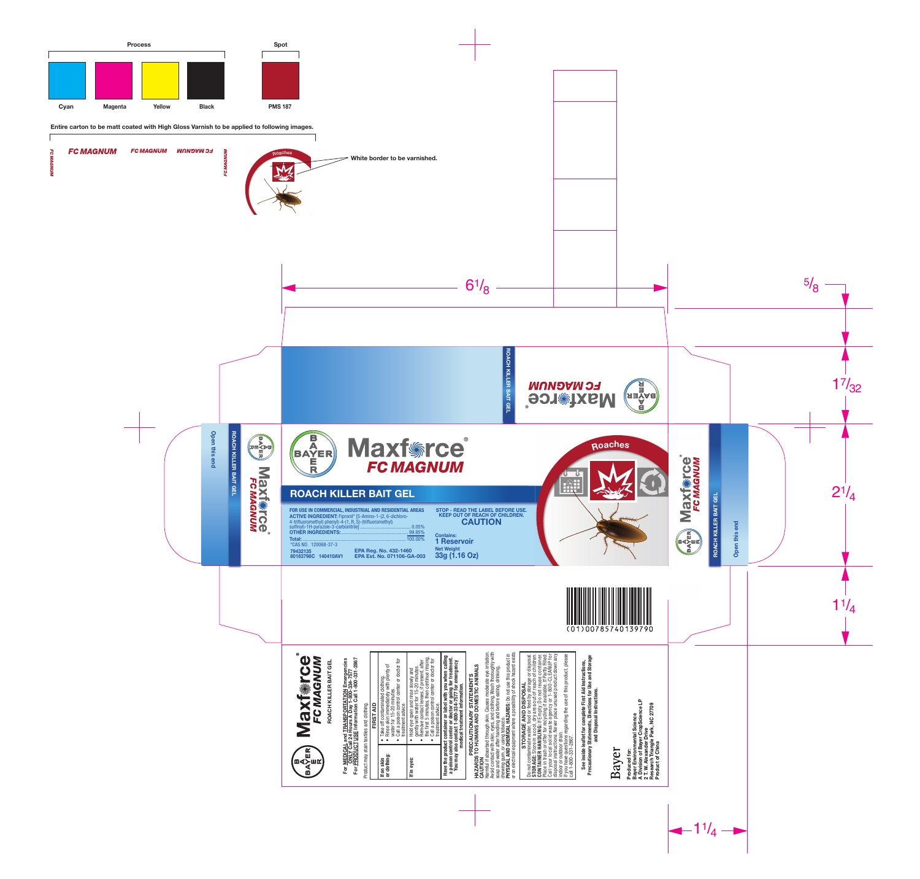Process

Cyan

Magenta

Yellow

Black

Spot

PMS 187

Entire carton to be matt coated with High Gloss Varnish to be applied to following images.

FC MAGNUM

FC MAGNUM

FC MAGNUM

FC MAGNUM

FC MAGNUM

Roaches

White border to be varnished.

$6^1/_8$

$^5/_8$

$1^7/_{32}$

$2^1/_4$

$1^1/_4$

$1^1/_4$

ROACH KILLER BAIT GEL

Maxforce® FC MAGNUM

BAYER

Open this end

ROACH KILLER BAIT GEL

Maxforce® FC MAGNUM

# Maxforce® FC MAGNUM

## ROACH KILLER BAIT GEL

Roaches

FOR USE IN COMMERCIAL, INDUSTRIAL AND RESIDENTIAL AREAS

**ACTIVE INGREDIENT:** Fipronil* [5-Amino-1-(2, 6-dichloro-4-(trifluoromethyl) phenyl)-4-(1, R, S)-(trifluoromethyl) sulfinyl)-1H-pyrazole-3-carbonitrile] .......... 0.05%

**OTHER INGREDIENTS:** .......... 99.95%

**Total:** .......... 100.00%

*CAS NO. 120068-37-3

79432135
80183798C 140410AV1

EPA Reg. No. 432-1460
EPA Est. No. 071106-GA-003

STOP - READ THE LABEL BEFORE USE.
KEEP OUT OF REACH OF CHILDREN.

**CAUTION**

Contains:
**1 Reservoir**

Net Weight
**33g (1.16 Oz)**

Maxforce® FC MAGNUM

ROACH KILLER BAIT GEL

Open this end

(01)00785740139790

Maxforce® FC MAGNUM

ROACH KILLER BAIT GEL

For MEDICAL and TRANSPORTATION Emergencies ONLY Call 24 Hours A Day 1-800-334-7577
For PRODUCT USE Information Call 1-800-331-2867

Product may stain textiles and clothing.

| FIRST AID | |
|---|---|
| If on skin or clothing: | • Take off contaminated clothing.<br>• Rinse skin immediately with plenty of water for 15-20 minutes.<br>• Call a poison control center or doctor for treatment advice. |
| If in eyes: | • Hold eye open and rinse slowly and gently with water for 15-20 minutes.<br>• Remove contact lenses, if present, after the first 5 minutes, then continue rinsing.<br>• Call a poison control center or doctor for treatment advice. |

**Have the product container or label with you when calling a poison control center or doctor or going for treatment. You may also contact 1-800-334-7577 for emergency medical treatment information.**

**PRECAUTIONARY STATEMENTS**
**HAZARDS TO HUMANS AND DOMESTIC ANIMALS**
**CAUTION**

Harmful if absorbed through skin. Causes moderate eye irritation. Avoid contact with skin, eyes, and clothing. Wash thoroughly with soap and water after handling and before eating, drinking, chewing gum, or using tobacco.

**PHYSICAL AND CHEMICAL HAZARDS:** Do not use this product in or on electrical equipment where a possibility of shock hazard exists.

**STORAGE AND DISPOSAL**

Do not contaminate water, food or feed by storage or disposal.

**STORAGE:** Store in a cool, dry area out of reach of children.

**CONTAINER HANDLING:** If Empty: Do not reuse container. Place in trash or offer for recycling if available. If Partly Filled: Call your local solid waste agency or 1-800-CLEANUP for disposal instructions. Never place unused product down any indoor or outdoor drain.

If you have questions regarding the use of this product, please call 1-800-331-2867.

**See inside leaflet for complete First Aid Instructions, Precautionary Statements, Directions for Use and Storage and Disposal Instructions.**

Bayer

**Produced for:**
**Bayer Environmental Science**
**A Division of Bayer CropScience LP**
**2 T.W. Alexander Drive**
**Research Triangle Park, NC 27709**
**Product of China**